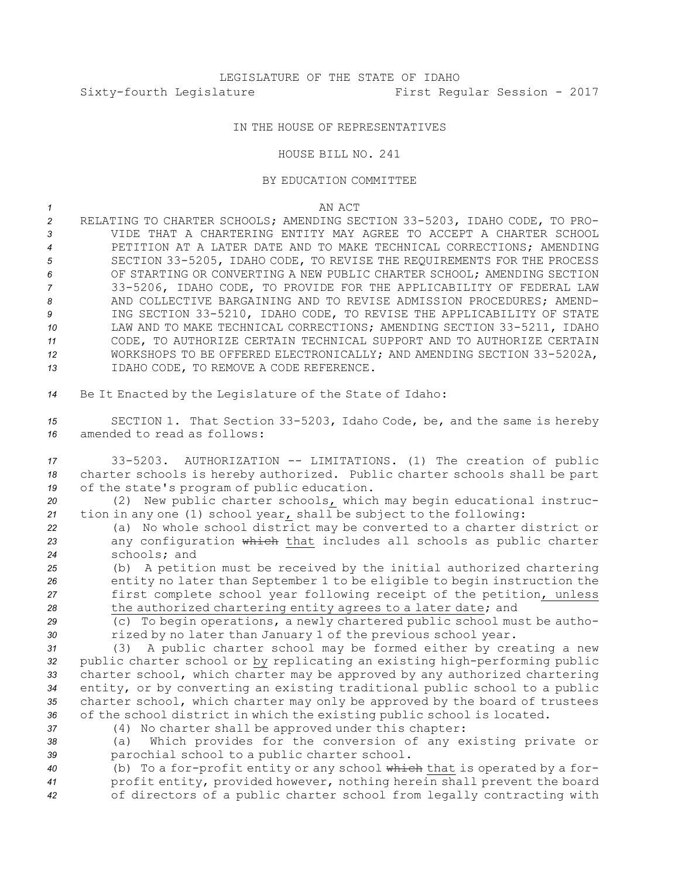LEGISLATURE OF THE STATE OF IDAHO

Sixty-fourth Legislature First Regular Session - 2017

IN THE HOUSE OF REPRESENTATIVES

HOUSE BILL NO. 241

BY EDUCATION COMMITTEE

AN ACT

RELATING TO CHARTER SCHOOLS; AMENDING SECTION 33-5203, IDAHO CODE, TO PROVIDE THAT A CHARTERING ENTITY MAY AGREE TO ACCEPT A CHARTER SCHOOL PETITION AT A LATER DATE AND TO MAKE TECHNICAL CORRECTIONS; AMENDING SECTION 33-5205, IDAHO CODE, TO REVISE THE REQUIREMENTS FOR THE PROCESS OF STARTING OR CONVERTING A NEW PUBLIC CHARTER SCHOOL; AMENDING SECTION 33-5206, IDAHO CODE, TO PROVIDE FOR THE APPLICABILITY OF FEDERAL LAW AND COLLECTIVE BARGAINING AND TO REVISE ADMISSION PROCEDURES; AMENDING SECTION 33-5210, IDAHO CODE, TO REVISE THE APPLICABILITY OF STATE LAW AND TO MAKE TECHNICAL CORRECTIONS; AMENDING SECTION 33-5211, IDAHO CODE, TO AUTHORIZE CERTAIN TECHNICAL SUPPORT AND TO AUTHORIZE CERTAIN WORKSHOPS TO BE OFFERED ELECTRONICALLY; AND AMENDING SECTION 33-5202A, IDAHO CODE, TO REMOVE A CODE REFERENCE.

Be It Enacted by the Legislature of the State of Idaho:

SECTION 1. That Section 33-5203, Idaho Code, be, and the same is hereby amended to read as follows:

33-5203. AUTHORIZATION -- LIMITATIONS. (1) The creation of public charter schools is hereby authorized. Public charter schools shall be part of the state's program of public education.

(2) New public charter schools, which may begin educational instruction in any one (1) school year, shall be subject to the following:

(a) No whole school district may be converted to a charter district or any configuration ~~which~~ that includes all schools as public charter schools; and

(b) A petition must be received by the initial authorized chartering entity no later than September 1 to be eligible to begin instruction the first complete school year following receipt of the petition, unless the authorized chartering entity agrees to a later date; and

(c) To begin operations, a newly chartered public school must be authorized by no later than January 1 of the previous school year.

(3) A public charter school may be formed either by creating a new public charter school or by replicating an existing high-performing public charter school, which charter may be approved by any authorized chartering entity, or by converting an existing traditional public school to a public charter school, which charter may only be approved by the board of trustees of the school district in which the existing public school is located.

(4) No charter shall be approved under this chapter:

(a) Which provides for the conversion of any existing private or parochial school to a public charter school.

(b) To a for-profit entity or any school ~~which~~ that is operated by a for-profit entity, provided however, nothing herein shall prevent the board of directors of a public charter school from legally contracting with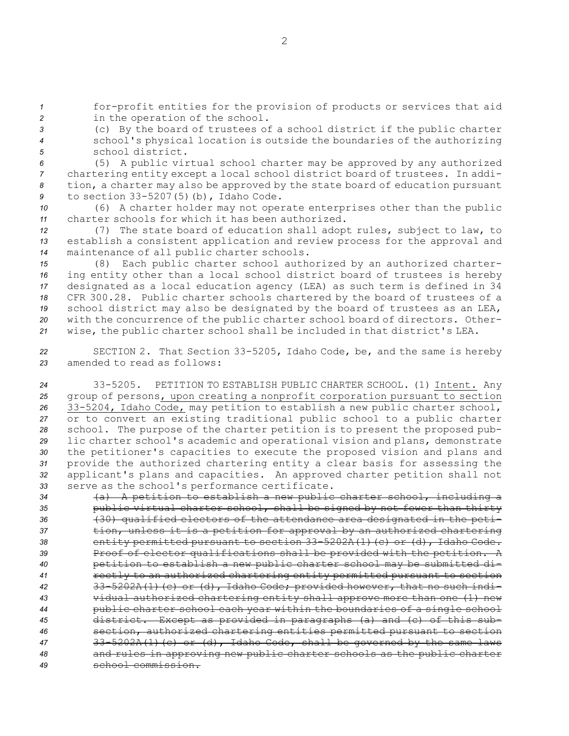for-profit entities for the provision of products or services that aid in the operation of the school.

(c) By the board of trustees of a school district if the public charter school's physical location is outside the boundaries of the authorizing school district.

(5) A public virtual school charter may be approved by any authorized chartering entity except a local school district board of trustees. In addition, a charter may also be approved by the state board of education pursuant to section 33-5207(5)(b), Idaho Code.

(6) A charter holder may not operate enterprises other than the public charter schools for which it has been authorized.

(7) The state board of education shall adopt rules, subject to law, to establish a consistent application and review process for the approval and maintenance of all public charter schools.

(8) Each public charter school authorized by an authorized chartering entity other than a local school district board of trustees is hereby designated as a local education agency (LEA) as such term is defined in 34 CFR 300.28. Public charter schools chartered by the board of trustees of a school district may also be designated by the board of trustees as an LEA, with the concurrence of the public charter school board of directors. Otherwise, the public charter school shall be included in that district's LEA.

SECTION 2. That Section 33-5205, Idaho Code, be, and the same is hereby amended to read as follows:

33-5205. PETITION TO ESTABLISH PUBLIC CHARTER SCHOOL. (1) <u>Intent.</u> Any group of persons<u>, upon creating a nonprofit corporation pursuant to section 33-5204, Idaho Code,</u> may petition to establish a new public charter school, or to convert an existing traditional public school to a public charter school. The purpose of the charter petition is to present the proposed public charter school's academic and operational vision and plans, demonstrate the petitioner's capacities to execute the proposed vision and plans and provide the authorized chartering entity a clear basis for assessing the applicant's plans and capacities. An approved charter petition shall not serve as the school's performance certificate.

~~(a) A petition to establish a new public charter school, including a public virtual charter school, shall be signed by not fewer than thirty (30) qualified electors of the attendance area designated in the petition, unless it is a petition for approval by an authorized chartering entity permitted pursuant to section 33-5202A(1)(c) or (d), Idaho Code. Proof of elector qualifications shall be provided with the petition. A petition to establish a new public charter school may be submitted directly to an authorized chartering entity permitted pursuant to section 33-5202A(1)(c) or (d), Idaho Code; provided however, that no such individual authorized chartering entity shall approve more than one (1) new public charter school each year within the boundaries of a single school district. Except as provided in paragraphs (a) and (c) of this subsection, authorized chartering entities permitted pursuant to section 33-5202A(1)(c) or (d), Idaho Code, shall be governed by the same laws and rules in approving new public charter schools as the public charter school commission.~~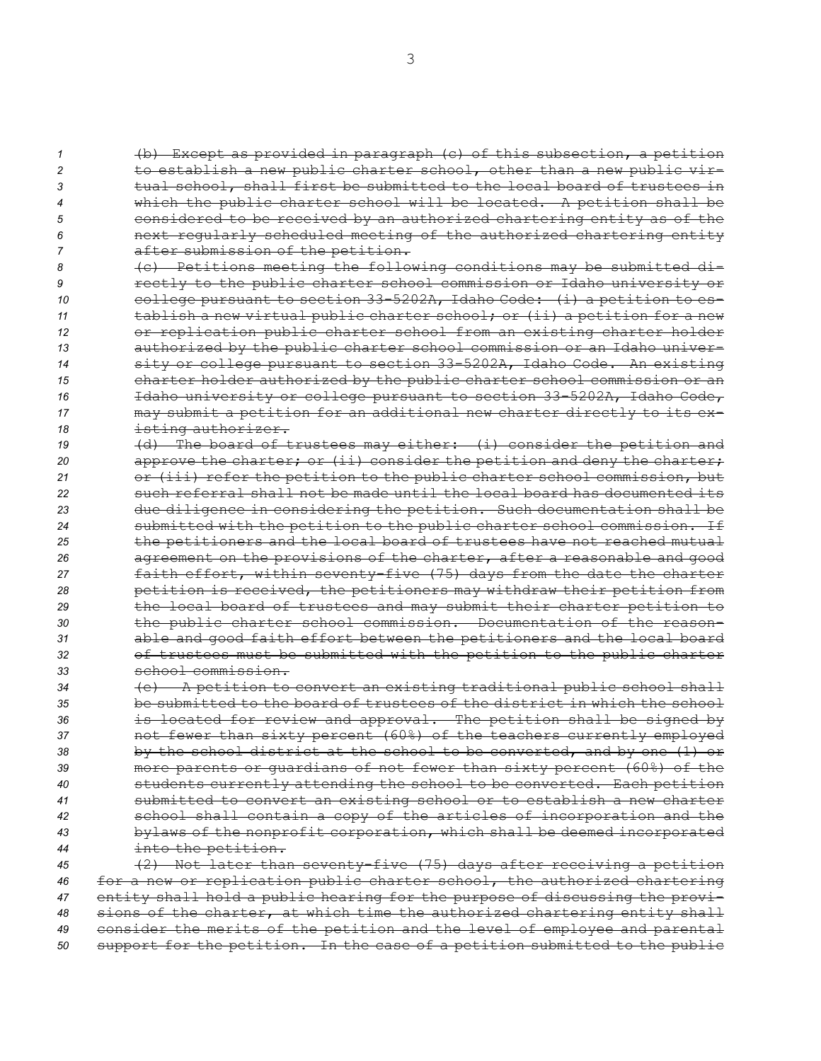~~(b) Except as provided in paragraph (c) of this subsection, a petition to establish a new public charter school, other than a new public virtual school, shall first be submitted to the local board of trustees in which the public charter school will be located. A petition shall be considered to be received by an authorized chartering entity as of the next regularly scheduled meeting of the authorized chartering entity after submission of the petition.~~

~~(c) Petitions meeting the following conditions may be submitted directly to the public charter school commission or Idaho university or college pursuant to section 33-5202A, Idaho Code: (i) a petition to establish a new virtual public charter school; or (ii) a petition for a new or replication public charter school from an existing charter holder authorized by the public charter school commission or an Idaho university or college pursuant to section 33-5202A, Idaho Code. An existing charter holder authorized by the public charter school commission or an Idaho university or college pursuant to section 33-5202A, Idaho Code, may submit a petition for an additional new charter directly to its existing authorizer.~~

~~(d) The board of trustees may either: (i) consider the petition and approve the charter; or (ii) consider the petition and deny the charter; or (iii) refer the petition to the public charter school commission, but such referral shall not be made until the local board has documented its due diligence in considering the petition. Such documentation shall be submitted with the petition to the public charter school commission. If the petitioners and the local board of trustees have not reached mutual agreement on the provisions of the charter, after a reasonable and good faith effort, within seventy-five (75) days from the date the charter petition is received, the petitioners may withdraw their petition from the local board of trustees and may submit their charter petition to the public charter school commission. Documentation of the reasonable and good faith effort between the petitioners and the local board of trustees must be submitted with the petition to the public charter school commission.~~

~~(e) A petition to convert an existing traditional public school shall be submitted to the board of trustees of the district in which the school is located for review and approval. The petition shall be signed by not fewer than sixty percent (60%) of the teachers currently employed by the school district at the school to be converted, and by one (1) or more parents or guardians of not fewer than sixty percent (60%) of the students currently attending the school to be converted. Each petition submitted to convert an existing school or to establish a new charter school shall contain a copy of the articles of incorporation and the bylaws of the nonprofit corporation, which shall be deemed incorporated into the petition.~~

~~(2) Not later than seventy-five (75) days after receiving a petition for a new or replication public charter school, the authorized chartering entity shall hold a public hearing for the purpose of discussing the provisions of the charter, at which time the authorized chartering entity shall consider the merits of the petition and the level of employee and parental support for the petition. In the case of a petition submitted to the public~~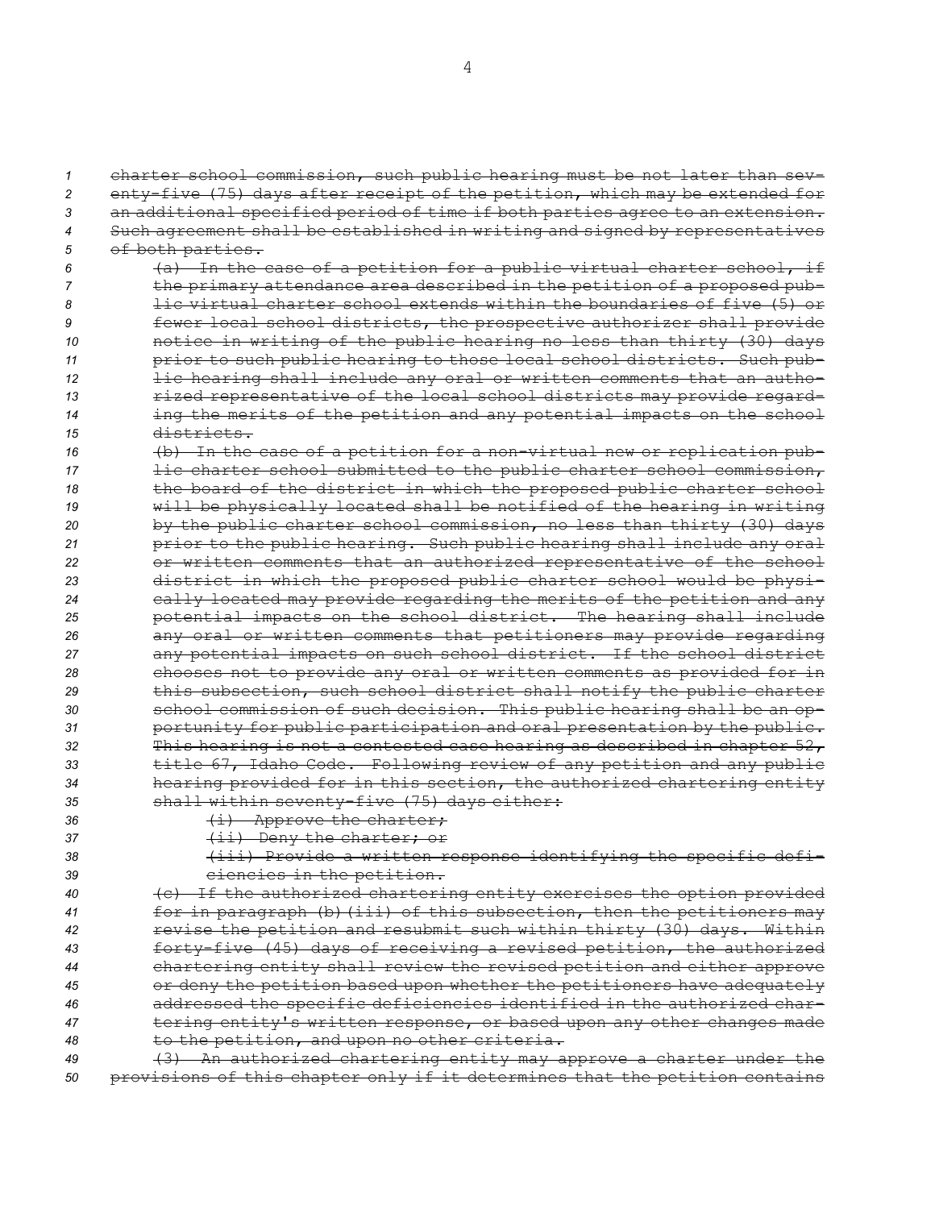~~charter school commission, such public hearing must be not later than seventy-five (75) days after receipt of the petition, which may be extended for an additional specified period of time if both parties agree to an extension. Such agreement shall be established in writing and signed by representatives of both parties.~~

~~(a) In the case of a petition for a public virtual charter school, if the primary attendance area described in the petition of a proposed public virtual charter school extends within the boundaries of five (5) or fewer local school districts, the prospective authorizer shall provide notice in writing of the public hearing no less than thirty (30) days prior to such public hearing to those local school districts. Such public hearing shall include any oral or written comments that an authorized representative of the local school districts may provide regarding the merits of the petition and any potential impacts on the school districts.~~

~~(b) In the case of a petition for a non-virtual new or replication public charter school submitted to the public charter school commission, the board of the district in which the proposed public charter school will be physically located shall be notified of the hearing in writing by the public charter school commission, no less than thirty (30) days prior to the public hearing. Such public hearing shall include any oral or written comments that an authorized representative of the school district in which the proposed public charter school would be physically located may provide regarding the merits of the petition and any potential impacts on the school district. The hearing shall include any oral or written comments that petitioners may provide regarding any potential impacts on such school district. If the school district chooses not to provide any oral or written comments as provided for in this subsection, such school district shall notify the public charter school commission of such decision. This public hearing shall be an opportunity for public participation and oral presentation by the public. This hearing is not a contested case hearing as described in chapter 52, title 67, Idaho Code. Following review of any petition and any public hearing provided for in this section, the authorized chartering entity shall within seventy-five (75) days either:~~

~~(i) Approve the charter;~~

~~(ii) Deny the charter; or~~

~~(iii) Provide a written response identifying the specific deficiencies in the petition.~~

~~(c) If the authorized chartering entity exercises the option provided for in paragraph (b)(iii) of this subsection, then the petitioners may revise the petition and resubmit such within thirty (30) days. Within forty-five (45) days of receiving a revised petition, the authorized chartering entity shall review the revised petition and either approve or deny the petition based upon whether the petitioners have adequately addressed the specific deficiencies identified in the authorized chartering entity's written response, or based upon any other changes made to the petition, and upon no other criteria.~~

~~(3) An authorized chartering entity may approve a charter under the provisions of this chapter only if it determines that the petition contains~~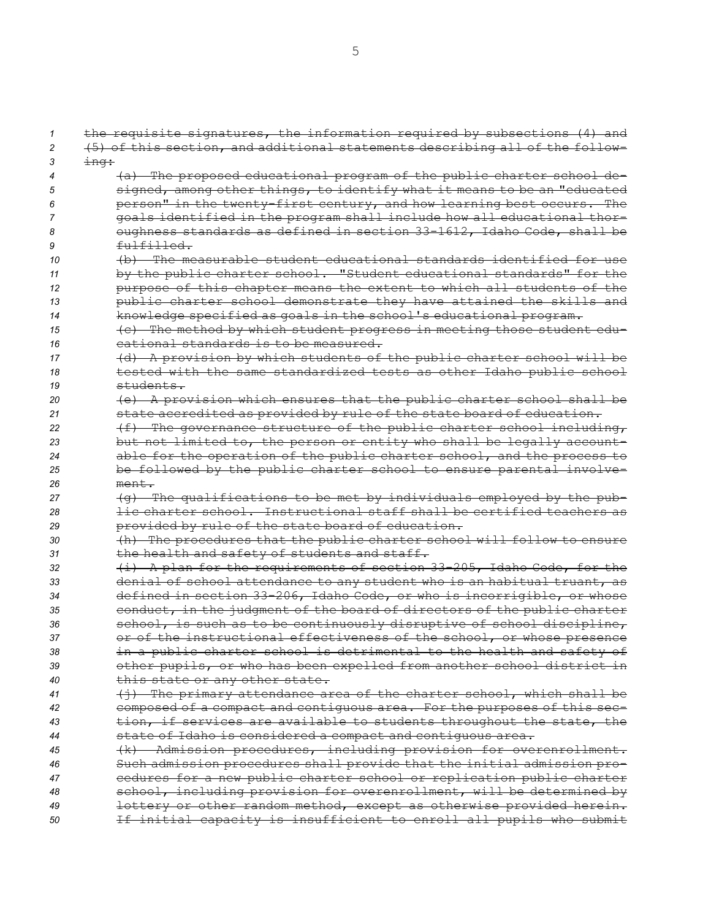the requisite signatures, the information required by subsections (4) and (5) of this section, and additional statements describing all of the following:

(a) The proposed educational program of the public charter school designed, among other things, to identify what it means to be an "educated person" in the twenty-first century, and how learning best occurs. The goals identified in the program shall include how all educational thoroughness standards as defined in section 33-1612, Idaho Code, shall be fulfilled.

(b) The measurable student educational standards identified for use by the public charter school. "Student educational standards" for the purpose of this chapter means the extent to which all students of the public charter school demonstrate they have attained the skills and knowledge specified as goals in the school's educational program.

(c) The method by which student progress in meeting those student educational standards is to be measured.

(d) A provision by which students of the public charter school will be tested with the same standardized tests as other Idaho public school students.

(e) A provision which ensures that the public charter school shall be state accredited as provided by rule of the state board of education.

(f) The governance structure of the public charter school including, but not limited to, the person or entity who shall be legally accountable for the operation of the public charter school, and the process to be followed by the public charter school to ensure parental involvement.

(g) The qualifications to be met by individuals employed by the public charter school. Instructional staff shall be certified teachers as provided by rule of the state board of education.

(h) The procedures that the public charter school will follow to ensure the health and safety of students and staff.

(i) A plan for the requirements of section 33-205, Idaho Code, for the denial of school attendance to any student who is an habitual truant, as defined in section 33-206, Idaho Code, or who is incorrigible, or whose conduct, in the judgment of the board of directors of the public charter school, is such as to be continuously disruptive of school discipline, or of the instructional effectiveness of the school, or whose presence in a public charter school is detrimental to the health and safety of other pupils, or who has been expelled from another school district in this state or any other state.

(j) The primary attendance area of the charter school, which shall be composed of a compact and contiguous area. For the purposes of this section, if services are available to students throughout the state, the state of Idaho is considered a compact and contiguous area.

(k) Admission procedures, including provision for overenrollment. Such admission procedures shall provide that the initial admission procedures for a new public charter school or replication public charter school, including provision for overenrollment, will be determined by lottery or other random method, except as otherwise provided herein. If initial capacity is insufficient to enroll all pupils who submit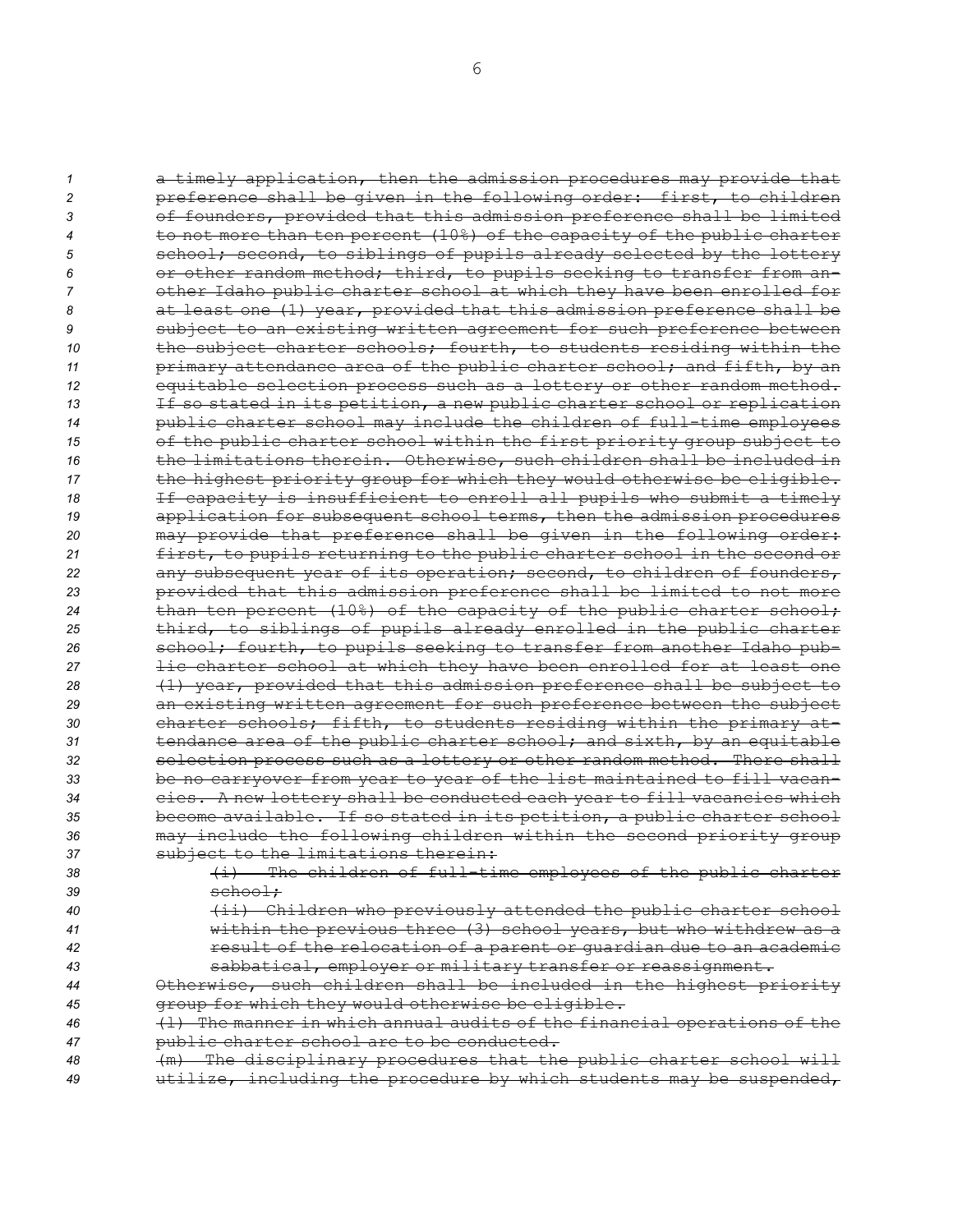a timely application, then the admission procedures may provide that preference shall be given in the following order: first, to children of founders, provided that this admission preference shall be limited to not more than ten percent (10%) of the capacity of the public charter school; second, to siblings of pupils already selected by the lottery or other random method; third, to pupils seeking to transfer from another Idaho public charter school at which they have been enrolled for at least one (1) year, provided that this admission preference shall be subject to an existing written agreement for such preference between the subject charter schools; fourth, to students residing within the primary attendance area of the public charter school; and fifth, by an equitable selection process such as a lottery or other random method. If so stated in its petition, a new public charter school or replication public charter school may include the children of full-time employees of the public charter school within the first priority group subject to the limitations therein. Otherwise, such children shall be included in the highest priority group for which they would otherwise be eligible. If capacity is insufficient to enroll all pupils who submit a timely application for subsequent school terms, then the admission procedures may provide that preference shall be given in the following order: first, to pupils returning to the public charter school in the second or any subsequent year of its operation; second, to children of founders, provided that this admission preference shall be limited to not more than ten percent (10%) of the capacity of the public charter school; third, to siblings of pupils already enrolled in the public charter school; fourth, to pupils seeking to transfer from another Idaho public charter school at which they have been enrolled for at least one (1) year, provided that this admission preference shall be subject to an existing written agreement for such preference between the subject charter schools; fifth, to students residing within the primary attendance area of the public charter school; and sixth, by an equitable selection process such as a lottery or other random method. There shall be no carryover from year to year of the list maintained to fill vacancies. A new lottery shall be conducted each year to fill vacancies which become available. If so stated in its petition, a public charter school may include the following children within the second priority group subject to the limitations therein:

(i) The children of full-time employees of the public charter school;

(ii) Children who previously attended the public charter school within the previous three (3) school years, but who withdrew as a result of the relocation of a parent or guardian due to an academic sabbatical, employer or military transfer or reassignment.

Otherwise, such children shall be included in the highest priority group for which they would otherwise be eligible.

(l) The manner in which annual audits of the financial operations of the public charter school are to be conducted.

(m) The disciplinary procedures that the public charter school will utilize, including the procedure by which students may be suspended,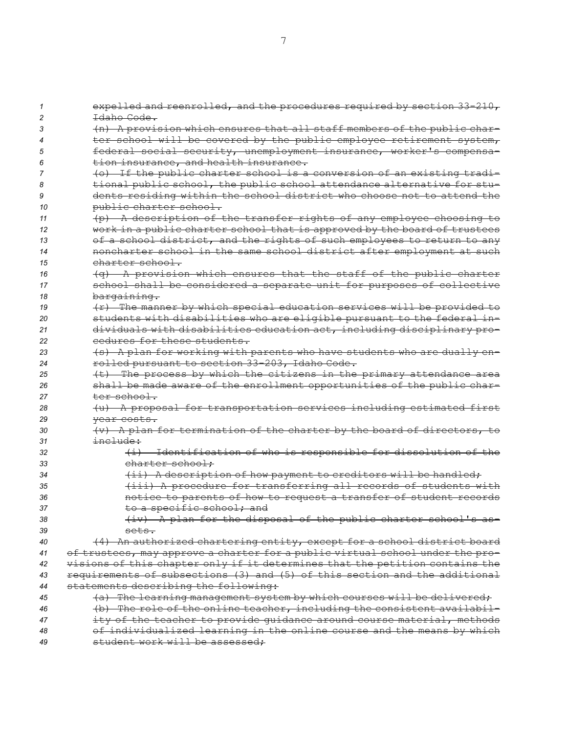expelled and reenrolled, and the procedures required by section 33-210, Idaho Code.

(n) A provision which ensures that all staff members of the public charter school will be covered by the public employee retirement system, federal social security, unemployment insurance, worker's compensation insurance, and health insurance.

(o) If the public charter school is a conversion of an existing traditional public school, the public school attendance alternative for students residing within the school district who choose not to attend the public charter school.

(p) A description of the transfer rights of any employee choosing to work in a public charter school that is approved by the board of trustees of a school district, and the rights of such employees to return to any noncharter school in the same school district after employment at such charter school.

(q) A provision which ensures that the staff of the public charter school shall be considered a separate unit for purposes of collective bargaining.

(r) The manner by which special education services will be provided to students with disabilities who are eligible pursuant to the federal individuals with disabilities education act, including disciplinary procedures for these students.

(s) A plan for working with parents who have students who are dually enrolled pursuant to section 33-203, Idaho Code.

(t) The process by which the citizens in the primary attendance area shall be made aware of the enrollment opportunities of the public charter school.

(u) A proposal for transportation services including estimated first year costs.

(v) A plan for termination of the charter by the board of directors, to include:

(i) Identification of who is responsible for dissolution of the charter school;

(ii) A description of how payment to creditors will be handled;

(iii) A procedure for transferring all records of students with notice to parents of how to request a transfer of student records to a specific school; and

(iv) A plan for the disposal of the public charter school's assets.

(4) An authorized chartering entity, except for a school district board of trustees, may approve a charter for a public virtual school under the provisions of this chapter only if it determines that the petition contains the requirements of subsections (3) and (5) of this section and the additional statements describing the following:

(a) The learning management system by which courses will be delivered;

(b) The role of the online teacher, including the consistent availability of the teacher to provide guidance around course material, methods of individualized learning in the online course and the means by which student work will be assessed;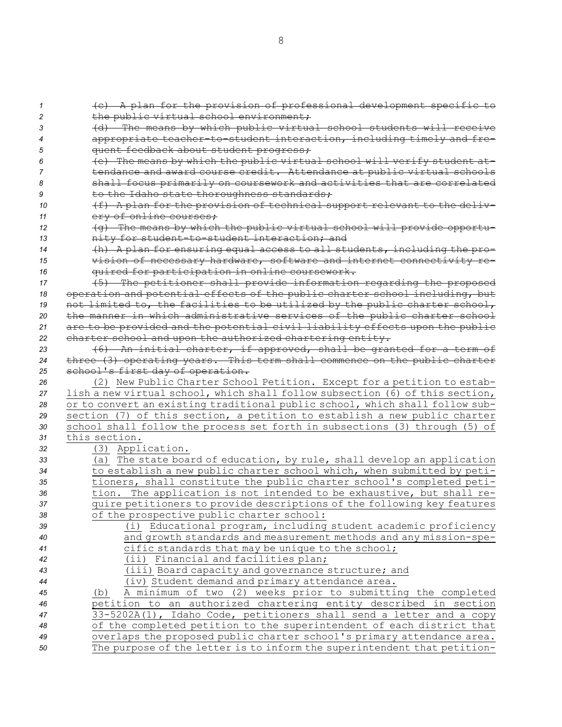~~(c) A plan for the provision of professional development specific to the public virtual school environment;~~

~~(d) The means by which public virtual school students will receive appropriate teacher-to-student interaction, including timely and frequent feedback about student progress;~~

~~(e) The means by which the public virtual school will verify student attendance and award course credit. Attendance at public virtual schools shall focus primarily on coursework and activities that are correlated to the Idaho state thoroughness standards;~~

~~(f) A plan for the provision of technical support relevant to the delivery of online courses;~~

~~(g) The means by which the public virtual school will provide opportunity for student-to-student interaction; and~~

~~(h) A plan for ensuring equal access to all students, including the provision of necessary hardware, software and internet connectivity required for participation in online coursework.~~

~~(5) The petitioner shall provide information regarding the proposed operation and potential effects of the public charter school including, but not limited to, the facilities to be utilized by the public charter school, the manner in which administrative services of the public charter school are to be provided and the potential civil liability effects upon the public charter school and upon the authorized chartering entity.~~

~~(6) An initial charter, if approved, shall be granted for a term of three (3) operating years. This term shall commence on the public charter school's first day of operation.~~

<u>(2) New Public Charter School Petition. Except for a petition to establish a new virtual school, which shall follow subsection (6) of this section, or to convert an existing traditional public school, which shall follow subsection (7) of this section, a petition to establish a new public charter school shall follow the process set forth in subsections (3) through (5) of this section.</u>

<u>(3) Application.</u>

<u>(a) The state board of education, by rule, shall develop an application to establish a new public charter school which, when submitted by petitioners, shall constitute the public charter school's completed petition. The application is not intended to be exhaustive, but shall require petitioners to provide descriptions of the following key features of the prospective public charter school:</u>

<u>(i) Educational program, including student academic proficiency and growth standards and measurement methods and any mission-specific standards that may be unique to the school;</u>

<u>(ii) Financial and facilities plan;</u>

<u>(iii) Board capacity and governance structure; and</u>

<u>(iv) Student demand and primary attendance area.</u>

<u>(b) A minimum of two (2) weeks prior to submitting the completed petition to an authorized chartering entity described in section 33-5202A(1), Idaho Code, petitioners shall send a letter and a copy of the completed petition to the superintendent of each district that overlaps the proposed public charter school's primary attendance area. The purpose of the letter is to inform the superintendent that petition-</u>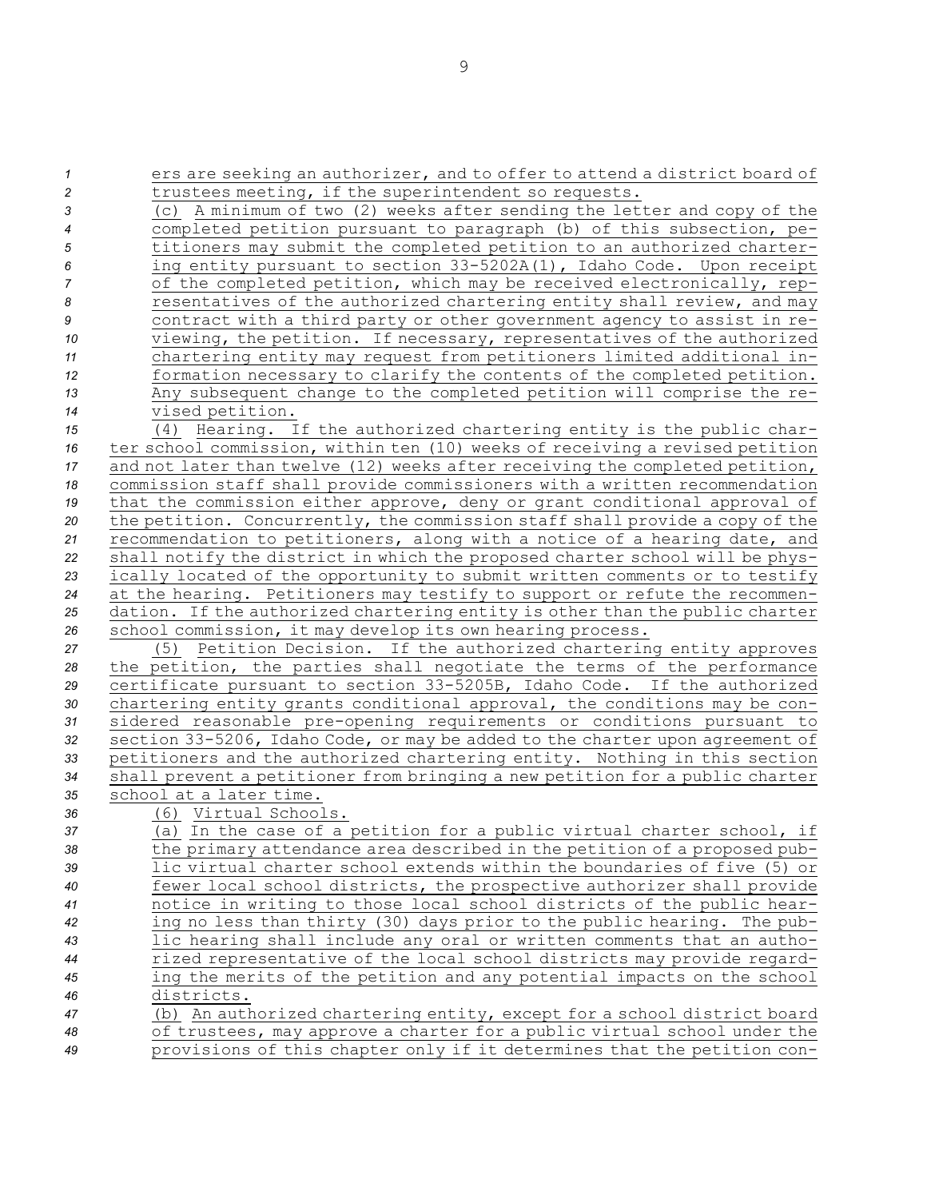ers are seeking an authorizer, and to offer to attend a district board of trustees meeting, if the superintendent so requests.

(c) A minimum of two (2) weeks after sending the letter and copy of the completed petition pursuant to paragraph (b) of this subsection, petitioners may submit the completed petition to an authorized chartering entity pursuant to section 33-5202A(1), Idaho Code. Upon receipt of the completed petition, which may be received electronically, representatives of the authorized chartering entity shall review, and may contract with a third party or other government agency to assist in reviewing, the petition. If necessary, representatives of the authorized chartering entity may request from petitioners limited additional information necessary to clarify the contents of the completed petition. Any subsequent change to the completed petition will comprise the revised petition.

(4) Hearing. If the authorized chartering entity is the public charter school commission, within ten (10) weeks of receiving a revised petition and not later than twelve (12) weeks after receiving the completed petition, commission staff shall provide commissioners with a written recommendation that the commission either approve, deny or grant conditional approval of the petition. Concurrently, the commission staff shall provide a copy of the recommendation to petitioners, along with a notice of a hearing date, and shall notify the district in which the proposed charter school will be physically located of the opportunity to submit written comments or to testify at the hearing. Petitioners may testify to support or refute the recommendation. If the authorized chartering entity is other than the public charter school commission, it may develop its own hearing process.

(5) Petition Decision. If the authorized chartering entity approves the petition, the parties shall negotiate the terms of the performance certificate pursuant to section 33-5205B, Idaho Code. If the authorized chartering entity grants conditional approval, the conditions may be considered reasonable pre-opening requirements or conditions pursuant to section 33-5206, Idaho Code, or may be added to the charter upon agreement of petitioners and the authorized chartering entity. Nothing in this section shall prevent a petitioner from bringing a new petition for a public charter school at a later time.

(6) Virtual Schools.

(a) In the case of a petition for a public virtual charter school, if the primary attendance area described in the petition of a proposed public virtual charter school extends within the boundaries of five (5) or fewer local school districts, the prospective authorizer shall provide notice in writing to those local school districts of the public hearing no less than thirty (30) days prior to the public hearing. The public hearing shall include any oral or written comments that an authorized representative of the local school districts may provide regarding the merits of the petition and any potential impacts on the school districts.

(b) An authorized chartering entity, except for a school district board of trustees, may approve a charter for a public virtual school under the provisions of this chapter only if it determines that the petition con-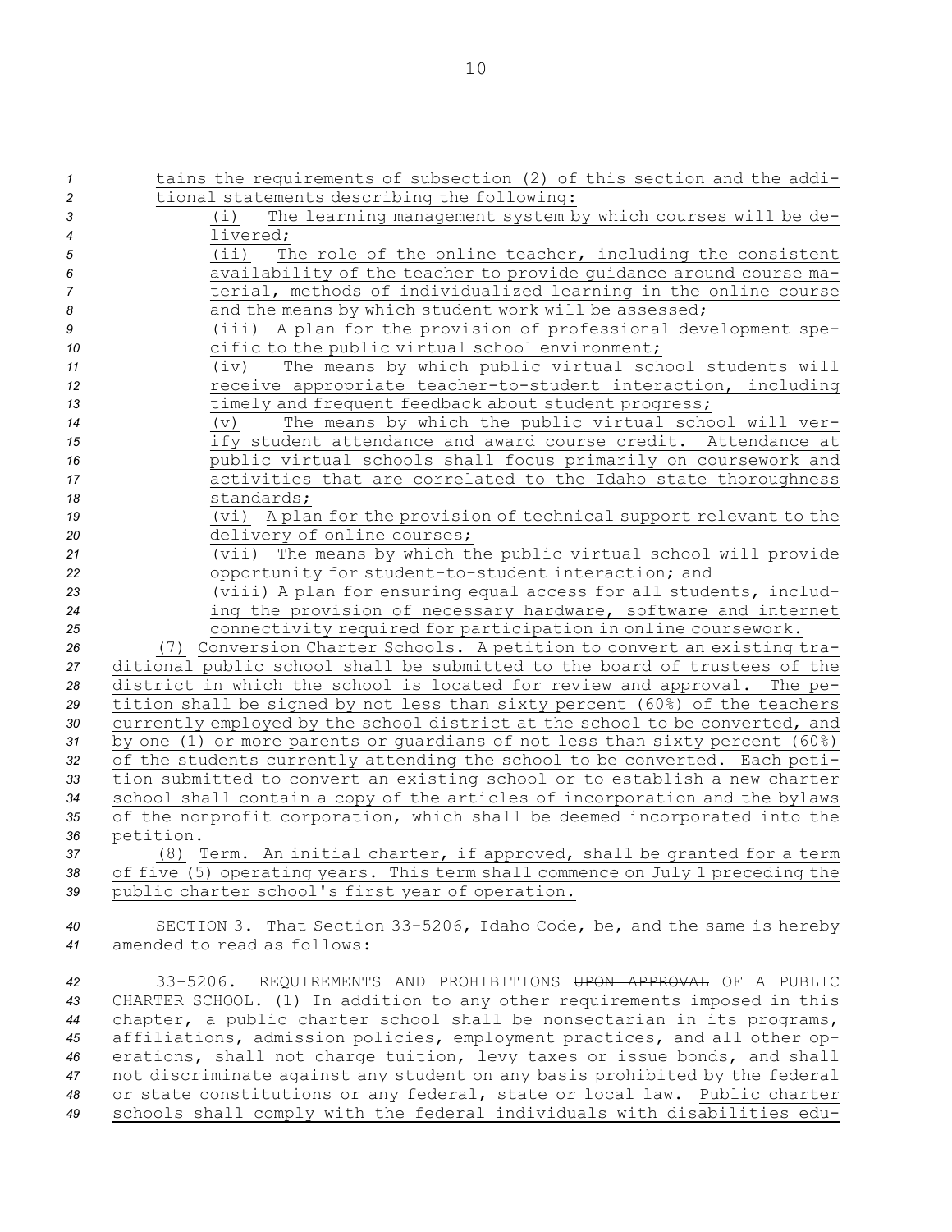tains the requirements of subsection (2) of this section and the additional statements describing the following:

(i) The learning management system by which courses will be delivered;

(ii) The role of the online teacher, including the consistent availability of the teacher to provide guidance around course material, methods of individualized learning in the online course and the means by which student work will be assessed;

(iii) A plan for the provision of professional development specific to the public virtual school environment;

(iv) The means by which public virtual school students will receive appropriate teacher-to-student interaction, including timely and frequent feedback about student progress;

(v) The means by which the public virtual school will verify student attendance and award course credit. Attendance at public virtual schools shall focus primarily on coursework and activities that are correlated to the Idaho state thoroughness standards;

(vi) A plan for the provision of technical support relevant to the delivery of online courses;

(vii) The means by which the public virtual school will provide opportunity for student-to-student interaction; and

(viii) A plan for ensuring equal access for all students, including the provision of necessary hardware, software and internet connectivity required for participation in online coursework.

(7) Conversion Charter Schools. A petition to convert an existing traditional public school shall be submitted to the board of trustees of the district in which the school is located for review and approval. The petition shall be signed by not less than sixty percent (60%) of the teachers currently employed by the school district at the school to be converted, and by one (1) or more parents or guardians of not less than sixty percent (60%) of the students currently attending the school to be converted. Each petition submitted to convert an existing school or to establish a new charter school shall contain a copy of the articles of incorporation and the bylaws of the nonprofit corporation, which shall be deemed incorporated into the petition.

(8) Term. An initial charter, if approved, shall be granted for a term of five (5) operating years. This term shall commence on July 1 preceding the public charter school's first year of operation.

SECTION 3. That Section 33-5206, Idaho Code, be, and the same is hereby amended to read as follows:

33-5206. REQUIREMENTS AND PROHIBITIONS ~~UPON APPROVAL~~ OF A PUBLIC CHARTER SCHOOL. (1) In addition to any other requirements imposed in this chapter, a public charter school shall be nonsectarian in its programs, affiliations, admission policies, employment practices, and all other operations, shall not charge tuition, levy taxes or issue bonds, and shall not discriminate against any student on any basis prohibited by the federal or state constitutions or any federal, state or local law. Public charter schools shall comply with the federal individuals with disabilities edu-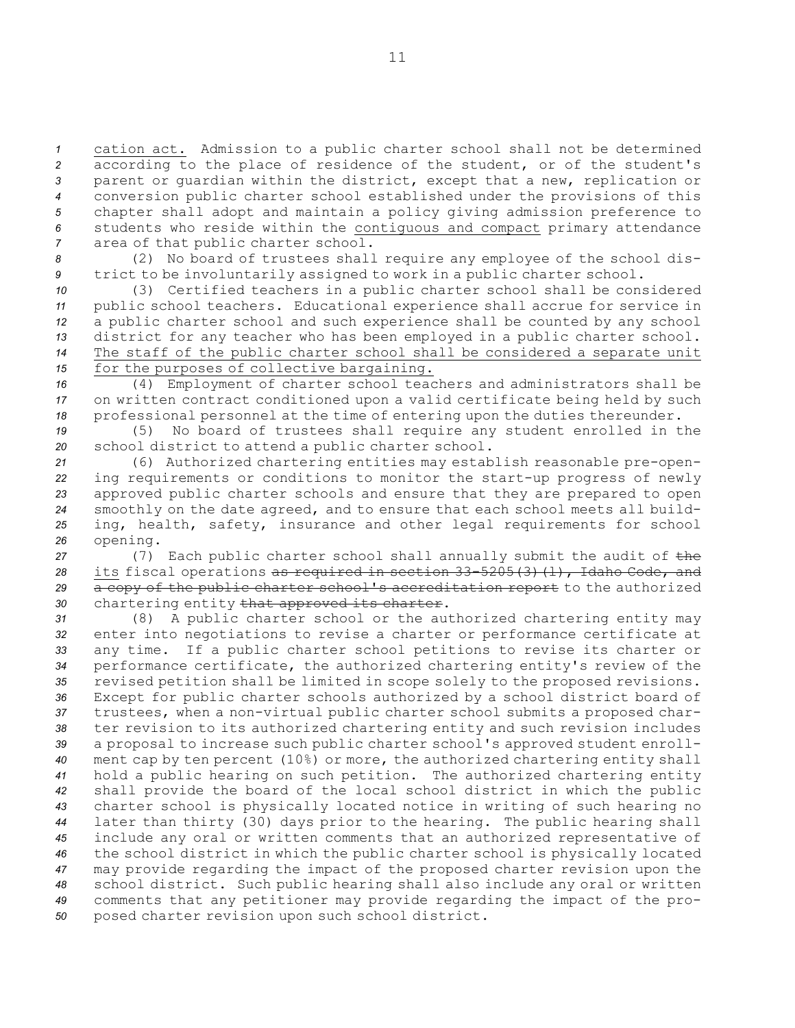cation act. Admission to a public charter school shall not be determined according to the place of residence of the student, or of the student's parent or guardian within the district, except that a new, replication or conversion public charter school established under the provisions of this chapter shall adopt and maintain a policy giving admission preference to students who reside within the contiguous and compact primary attendance area of that public charter school.

(2) No board of trustees shall require any employee of the school district to be involuntarily assigned to work in a public charter school.

(3) Certified teachers in a public charter school shall be considered public school teachers. Educational experience shall accrue for service in a public charter school and such experience shall be counted by any school district for any teacher who has been employed in a public charter school. The staff of the public charter school shall be considered a separate unit for the purposes of collective bargaining.

(4) Employment of charter school teachers and administrators shall be on written contract conditioned upon a valid certificate being held by such professional personnel at the time of entering upon the duties thereunder.

(5) No board of trustees shall require any student enrolled in the school district to attend a public charter school.

(6) Authorized chartering entities may establish reasonable pre-opening requirements or conditions to monitor the start-up progress of newly approved public charter schools and ensure that they are prepared to open smoothly on the date agreed, and to ensure that each school meets all building, health, safety, insurance and other legal requirements for school opening.

(7) Each public charter school shall annually submit the audit of ~~the~~ its fiscal operations ~~as required in section 33-5205(3)(l), Idaho Code, and a copy of the public charter school's accreditation report~~ to the authorized chartering entity ~~that approved its charter~~.

(8) A public charter school or the authorized chartering entity may enter into negotiations to revise a charter or performance certificate at any time. If a public charter school petitions to revise its charter or performance certificate, the authorized chartering entity's review of the revised petition shall be limited in scope solely to the proposed revisions. Except for public charter schools authorized by a school district board of trustees, when a non-virtual public charter school submits a proposed charter revision to its authorized chartering entity and such revision includes a proposal to increase such public charter school's approved student enrollment cap by ten percent (10%) or more, the authorized chartering entity shall hold a public hearing on such petition. The authorized chartering entity shall provide the board of the local school district in which the public charter school is physically located notice in writing of such hearing no later than thirty (30) days prior to the hearing. The public hearing shall include any oral or written comments that an authorized representative of the school district in which the public charter school is physically located may provide regarding the impact of the proposed charter revision upon the school district. Such public hearing shall also include any oral or written comments that any petitioner may provide regarding the impact of the proposed charter revision upon such school district.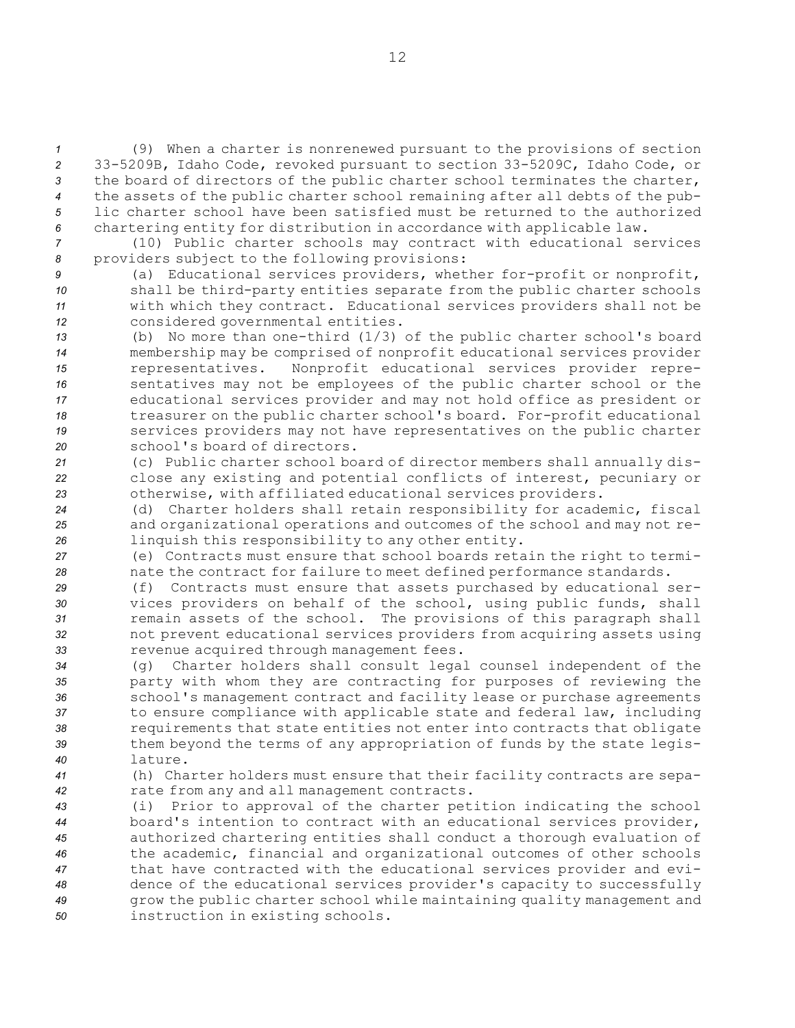(9) When a charter is nonrenewed pursuant to the provisions of section 33-5209B, Idaho Code, revoked pursuant to section 33-5209C, Idaho Code, or the board of directors of the public charter school terminates the charter, the assets of the public charter school remaining after all debts of the public charter school have been satisfied must be returned to the authorized chartering entity for distribution in accordance with applicable law.

(10) Public charter schools may contract with educational services providers subject to the following provisions:

(a) Educational services providers, whether for-profit or nonprofit, shall be third-party entities separate from the public charter schools with which they contract. Educational services providers shall not be considered governmental entities.

(b) No more than one-third (1/3) of the public charter school's board membership may be comprised of nonprofit educational services provider representatives. Nonprofit educational services provider representatives may not be employees of the public charter school or the educational services provider and may not hold office as president or treasurer on the public charter school's board. For-profit educational services providers may not have representatives on the public charter school's board of directors.

(c) Public charter school board of director members shall annually disclose any existing and potential conflicts of interest, pecuniary or otherwise, with affiliated educational services providers.

(d) Charter holders shall retain responsibility for academic, fiscal and organizational operations and outcomes of the school and may not relinquish this responsibility to any other entity.

(e) Contracts must ensure that school boards retain the right to terminate the contract for failure to meet defined performance standards.

(f) Contracts must ensure that assets purchased by educational services providers on behalf of the school, using public funds, shall remain assets of the school. The provisions of this paragraph shall not prevent educational services providers from acquiring assets using revenue acquired through management fees.

(g) Charter holders shall consult legal counsel independent of the party with whom they are contracting for purposes of reviewing the school's management contract and facility lease or purchase agreements to ensure compliance with applicable state and federal law, including requirements that state entities not enter into contracts that obligate them beyond the terms of any appropriation of funds by the state legislature.

(h) Charter holders must ensure that their facility contracts are separate from any and all management contracts.

(i) Prior to approval of the charter petition indicating the school board's intention to contract with an educational services provider, authorized chartering entities shall conduct a thorough evaluation of the academic, financial and organizational outcomes of other schools that have contracted with the educational services provider and evidence of the educational services provider's capacity to successfully grow the public charter school while maintaining quality management and instruction in existing schools.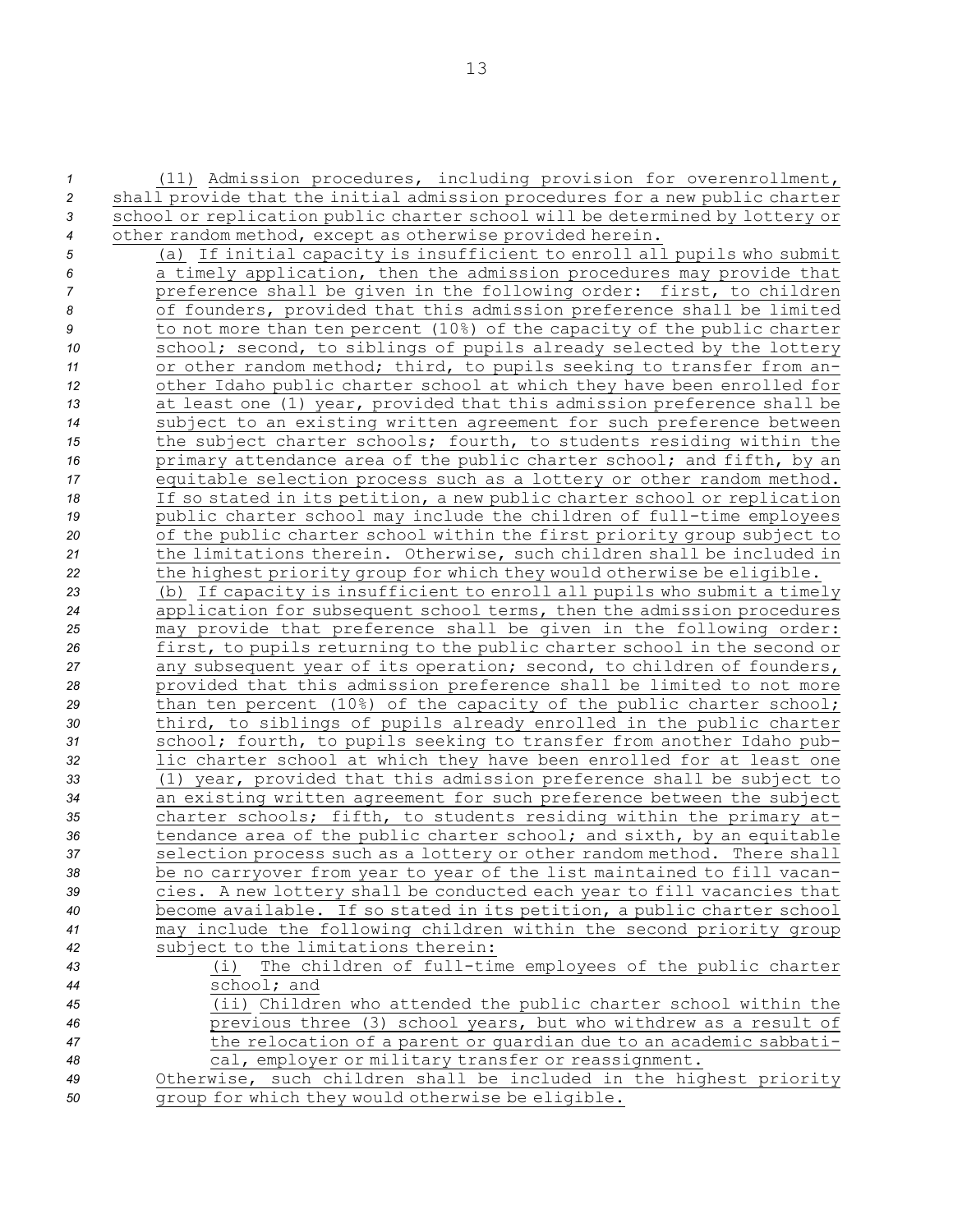(11) Admission procedures, including provision for overenrollment, shall provide that the initial admission procedures for a new public charter school or replication public charter school will be determined by lottery or other random method, except as otherwise provided herein.

(a) If initial capacity is insufficient to enroll all pupils who submit a timely application, then the admission procedures may provide that preference shall be given in the following order: first, to children of founders, provided that this admission preference shall be limited to not more than ten percent (10%) of the capacity of the public charter school; second, to siblings of pupils already selected by the lottery or other random method; third, to pupils seeking to transfer from another Idaho public charter school at which they have been enrolled for at least one (1) year, provided that this admission preference shall be subject to an existing written agreement for such preference between the subject charter schools; fourth, to students residing within the primary attendance area of the public charter school; and fifth, by an equitable selection process such as a lottery or other random method. If so stated in its petition, a new public charter school or replication public charter school may include the children of full-time employees of the public charter school within the first priority group subject to the limitations therein. Otherwise, such children shall be included in the highest priority group for which they would otherwise be eligible.

(b) If capacity is insufficient to enroll all pupils who submit a timely application for subsequent school terms, then the admission procedures may provide that preference shall be given in the following order: first, to pupils returning to the public charter school in the second or any subsequent year of its operation; second, to children of founders, provided that this admission preference shall be limited to not more than ten percent (10%) of the capacity of the public charter school; third, to siblings of pupils already enrolled in the public charter school; fourth, to pupils seeking to transfer from another Idaho public charter school at which they have been enrolled for at least one (1) year, provided that this admission preference shall be subject to an existing written agreement for such preference between the subject charter schools; fifth, to students residing within the primary attendance area of the public charter school; and sixth, by an equitable selection process such as a lottery or other random method. There shall be no carryover from year to year of the list maintained to fill vacancies. A new lottery shall be conducted each year to fill vacancies that become available. If so stated in its petition, a public charter school may include the following children within the second priority group subject to the limitations therein:

(i) The children of full-time employees of the public charter school; and

(ii) Children who attended the public charter school within the previous three (3) school years, but who withdrew as a result of the relocation of a parent or guardian due to an academic sabbatical, employer or military transfer or reassignment.

Otherwise, such children shall be included in the highest priority group for which they would otherwise be eligible.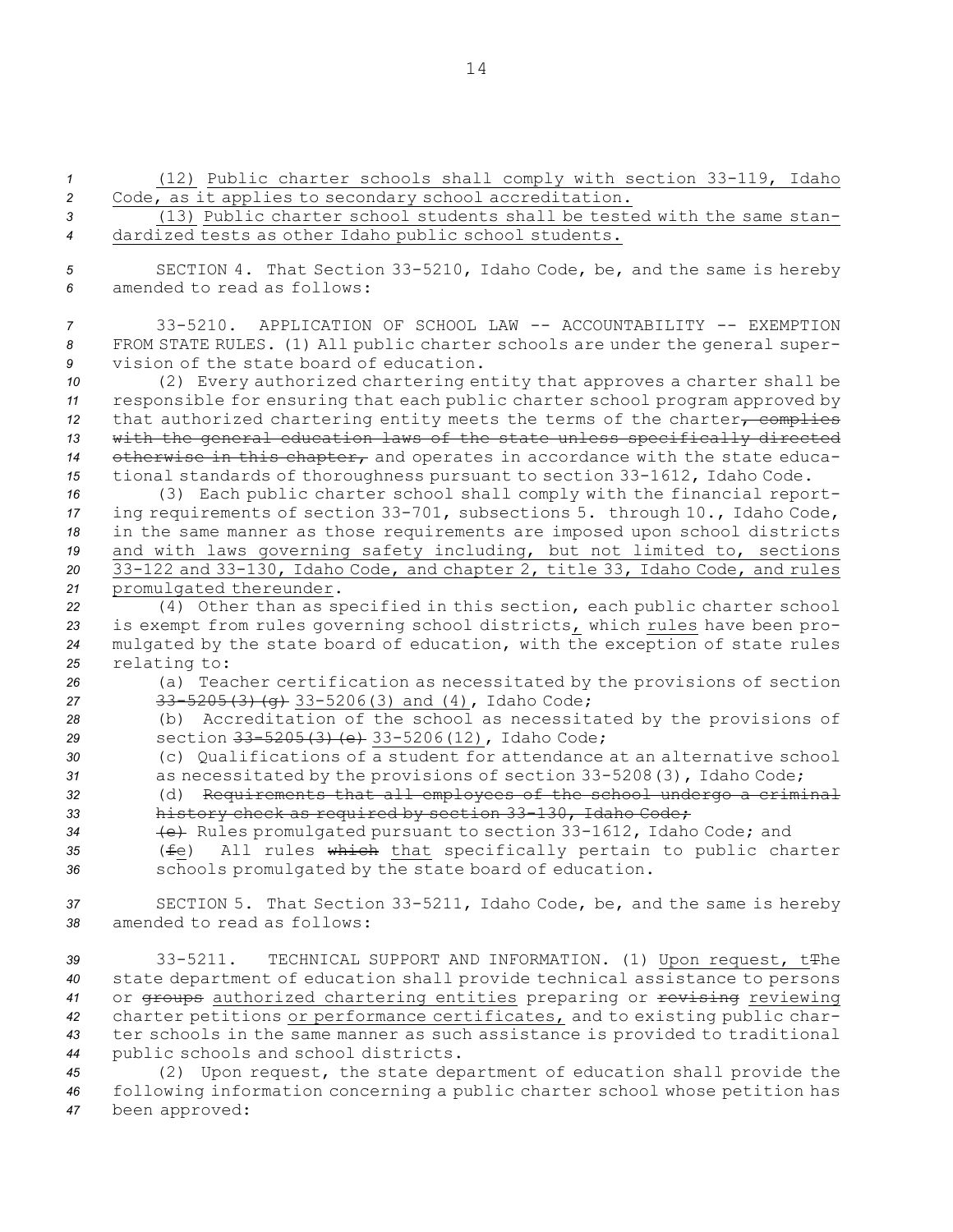(12) Public charter schools shall comply with section 33-119, Idaho Code, as it applies to secondary school accreditation.

(13) Public charter school students shall be tested with the same standardized tests as other Idaho public school students.

SECTION 4. That Section 33-5210, Idaho Code, be, and the same is hereby amended to read as follows:

33-5210. APPLICATION OF SCHOOL LAW -- ACCOUNTABILITY -- EXEMPTION FROM STATE RULES. (1) All public charter schools are under the general supervision of the state board of education.

(2) Every authorized chartering entity that approves a charter shall be responsible for ensuring that each public charter school program approved by that authorized chartering entity meets the terms of the charter~~, complies with the general education laws of the state unless specifically directed otherwise in this chapter,~~ and operates in accordance with the state educational standards of thoroughness pursuant to section 33-1612, Idaho Code.

(3) Each public charter school shall comply with the financial reporting requirements of section 33-701, subsections 5. through 10., Idaho Code, in the same manner as those requirements are imposed upon school districts and with laws governing safety including, but not limited to, sections 33-122 and 33-130, Idaho Code, and chapter 2, title 33, Idaho Code, and rules promulgated thereunder.

(4) Other than as specified in this section, each public charter school is exempt from rules governing school districts, which rules have been promulgated by the state board of education, with the exception of state rules relating to:

(a) Teacher certification as necessitated by the provisions of section ~~33-5205(3)(g)~~ 33-5206(3) and (4), Idaho Code;

(b) Accreditation of the school as necessitated by the provisions of section ~~33-5205(3)(e)~~ 33-5206(12), Idaho Code;

(c) Qualifications of a student for attendance at an alternative school as necessitated by the provisions of section 33-5208(3), Idaho Code;

(d) ~~Requirements that all employees of the school undergo a criminal history check as required by section 33-130, Idaho Code;~~

~~(e)~~ Rules promulgated pursuant to section 33-1612, Idaho Code; and

(~~f~~e) All rules ~~which~~ that specifically pertain to public charter schools promulgated by the state board of education.

SECTION 5. That Section 33-5211, Idaho Code, be, and the same is hereby amended to read as follows:

33-5211. TECHNICAL SUPPORT AND INFORMATION. (1) Upon request, t~~T~~he state department of education shall provide technical assistance to persons or ~~groups~~ authorized chartering entities preparing or ~~revising~~ reviewing charter petitions or performance certificates, and to existing public charter schools in the same manner as such assistance is provided to traditional public schools and school districts.

(2) Upon request, the state department of education shall provide the following information concerning a public charter school whose petition has been approved: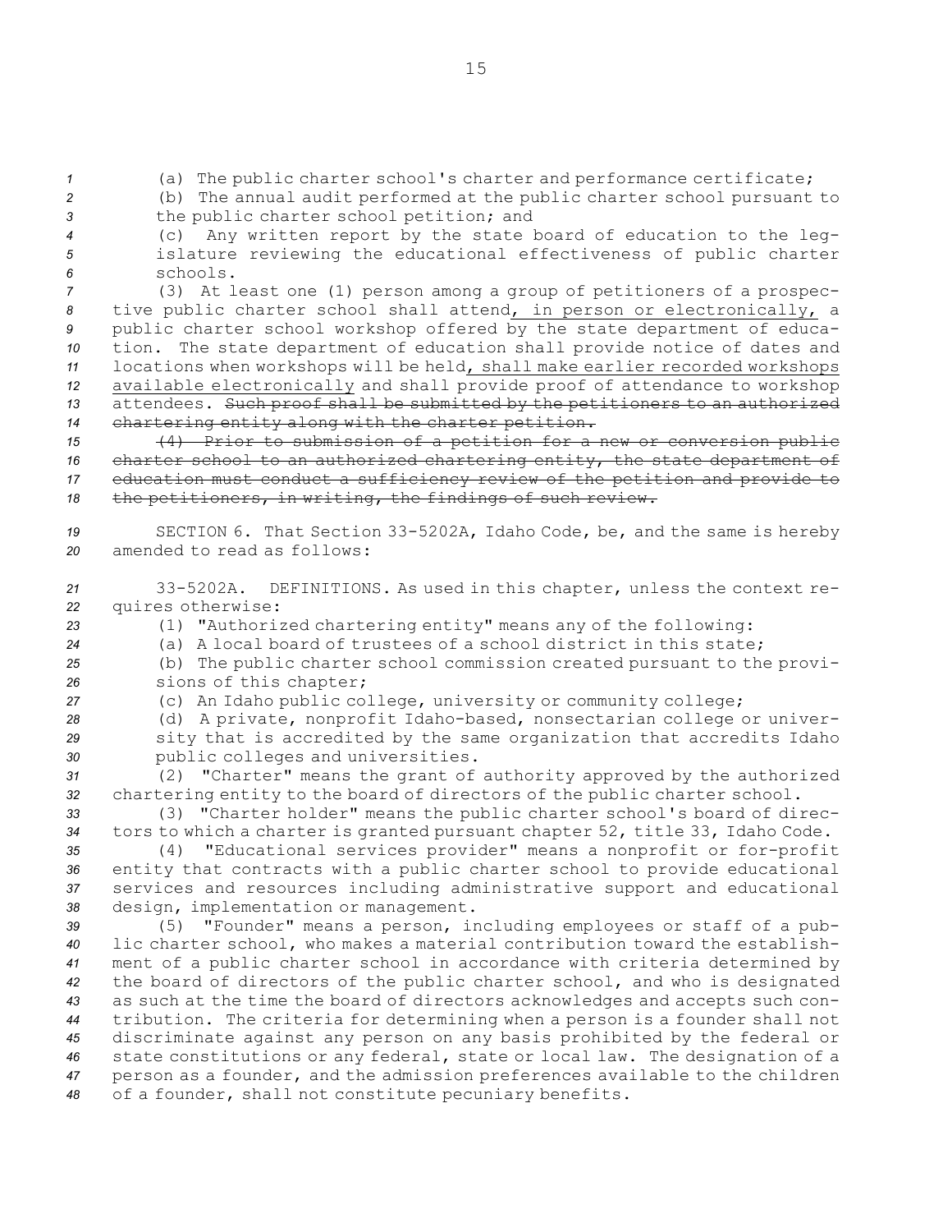(a) The public charter school's charter and performance certificate;

(b) The annual audit performed at the public charter school pursuant to the public charter school petition; and

(c) Any written report by the state board of education to the legislature reviewing the educational effectiveness of public charter schools.

(3) At least one (1) person among a group of petitioners of a prospective public charter school shall attend<u>, in person or electronically,</u> a public charter school workshop offered by the state department of education. The state department of education shall provide notice of dates and locations when workshops will be held<u>, shall make earlier recorded workshops available electronically</u> and shall provide proof of attendance to workshop attendees. ~~Such proof shall be submitted by the petitioners to an authorized chartering entity along with the charter petition.~~

~~(4) Prior to submission of a petition for a new or conversion public charter school to an authorized chartering entity, the state department of education must conduct a sufficiency review of the petition and provide to the petitioners, in writing, the findings of such review.~~

SECTION 6. That Section 33-5202A, Idaho Code, be, and the same is hereby amended to read as follows:

33-5202A. DEFINITIONS. As used in this chapter, unless the context requires otherwise:

(1) "Authorized chartering entity" means any of the following:

(a) A local board of trustees of a school district in this state;

(b) The public charter school commission created pursuant to the provisions of this chapter;

(c) An Idaho public college, university or community college;

(d) A private, nonprofit Idaho-based, nonsectarian college or university that is accredited by the same organization that accredits Idaho public colleges and universities.

(2) "Charter" means the grant of authority approved by the authorized chartering entity to the board of directors of the public charter school.

(3) "Charter holder" means the public charter school's board of directors to which a charter is granted pursuant chapter 52, title 33, Idaho Code.

(4) "Educational services provider" means a nonprofit or for-profit entity that contracts with a public charter school to provide educational services and resources including administrative support and educational design, implementation or management.

(5) "Founder" means a person, including employees or staff of a public charter school, who makes a material contribution toward the establishment of a public charter school in accordance with criteria determined by the board of directors of the public charter school, and who is designated as such at the time the board of directors acknowledges and accepts such contribution. The criteria for determining when a person is a founder shall not discriminate against any person on any basis prohibited by the federal or state constitutions or any federal, state or local law. The designation of a person as a founder, and the admission preferences available to the children of a founder, shall not constitute pecuniary benefits.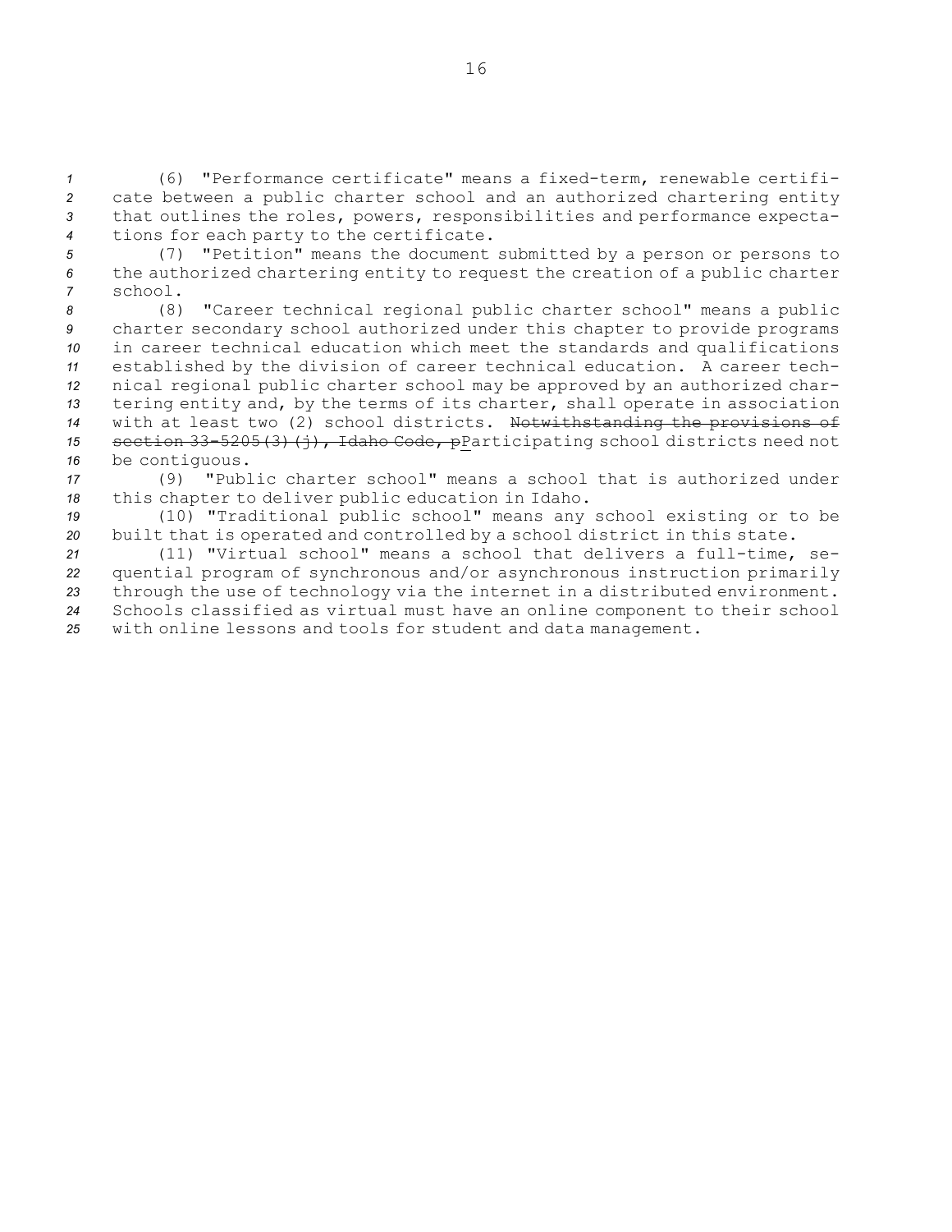(6) "Performance certificate" means a fixed-term, renewable certificate between a public charter school and an authorized chartering entity that outlines the roles, powers, responsibilities and performance expectations for each party to the certificate.

(7) "Petition" means the document submitted by a person or persons to the authorized chartering entity to request the creation of a public charter school.

(8) "Career technical regional public charter school" means a public charter secondary school authorized under this chapter to provide programs in career technical education which meet the standards and qualifications established by the division of career technical education. A career technical regional public charter school may be approved by an authorized chartering entity and, by the terms of its charter, shall operate in association with at least two (2) school districts. ~~Notwithstanding the provisions of section 33-5205(3)(j), Idaho Code, p~~Participating school districts need not be contiguous.

(9) "Public charter school" means a school that is authorized under this chapter to deliver public education in Idaho.

(10) "Traditional public school" means any school existing or to be built that is operated and controlled by a school district in this state.

(11) "Virtual school" means a school that delivers a full-time, sequential program of synchronous and/or asynchronous instruction primarily through the use of technology via the internet in a distributed environment. Schools classified as virtual must have an online component to their school with online lessons and tools for student and data management.